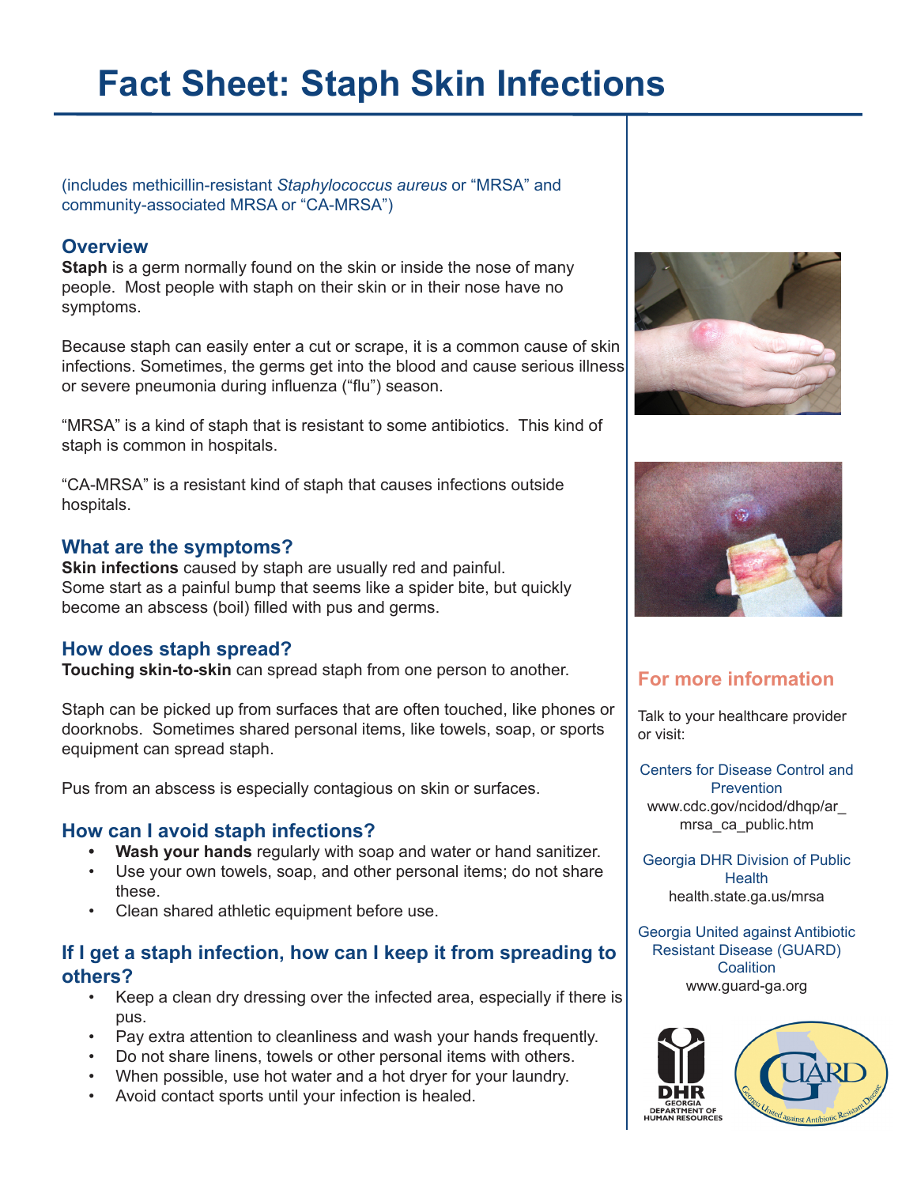# Fact Sheet: Staph Skin Infections

(includes methicillin-resistant *Staphylococcus aureus* or "MRSA" and community-associated MRSA or "CA-MRSA")

## Overview

**Staph** is a germ normally found on the skin or inside the nose of many people. Most people with staph on their skin or in their nose have no symptoms.

Because staph can easily enter a cut or scrape, it is a common cause of skin infections. Sometimes, the germs get into the blood and cause serious illness or severe pneumonia during influenza ("flu") season.

"MRSA" is a kind of staph that is resistant to some antibiotics. This kind of staph is common in hospitals.

"CA-MRSA" is a resistant kind of staph that causes infections outside hospitals.

## What are the symptoms?

**Skin infections** caused by staph are usually red and painful. Some start as a painful bump that seems like a spider bite, but quickly become an abscess (boil) filled with pus and germs.

## How does staph spread?

**Touching skin-to-skin** can spread staph from one person to another.

Staph can be picked up from surfaces that are often touched, like phones or doorknobs. Sometimes shared personal items, like towels, soap, or sports equipment can spread staph.

Pus from an abscess is especially contagious on skin or surfaces.

## How can I avoid staph infections?

- **Wash your hands** regularly with soap and water or hand sanitizer.
- Use your own towels, soap, and other personal items; do not share these.
- Clean shared athletic equipment before use.

## If I get a staph infection, how can I keep it from spreading to others?

- Keep a clean dry dressing over the infected area, especially if there is pus.
- Pay extra attention to cleanliness and wash your hands frequently.
- Do not share linens, towels or other personal items with others.
- When possible, use hot water and a hot dryer for your laundry.
- Avoid contact sports until your infection is healed.

## For more information

Talk to your healthcare provider or visit:

Centers for Disease Control and Prevention
www.cdc.gov/ncidod/dhqp/ar_mrsa_ca_public.htm

Georgia DHR Division of Public Health
health.state.ga.us/mrsa

Georgia United against Antibiotic Resistant Disease (GUARD) Coalition
www.guard-ga.org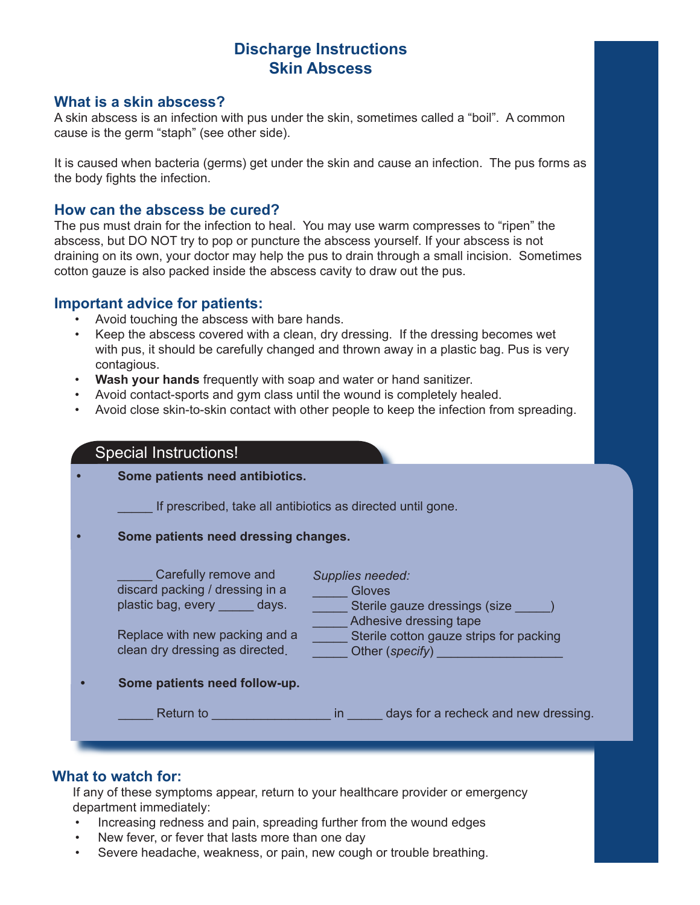# Discharge Instructions
# Skin Abscess

## What is a skin abscess?

A skin abscess is an infection with pus under the skin, sometimes called a "boil". A common cause is the germ "staph" (see other side).

It is caused when bacteria (germs) get under the skin and cause an infection. The pus forms as the body fights the infection.

## How can the abscess be cured?

The pus must drain for the infection to heal. You may use warm compresses to "ripen" the abscess, but DO NOT try to pop or puncture the abscess yourself. If your abscess is not draining on its own, your doctor may help the pus to drain through a small incision. Sometimes cotton gauze is also packed inside the abscess cavity to draw out the pus.

## Important advice for patients:

- Avoid touching the abscess with bare hands.
- Keep the abscess covered with a clean, dry dressing. If the dressing becomes wet with pus, it should be carefully changed and thrown away in a plastic bag. Pus is very contagious.
- **Wash your hands** frequently with soap and water or hand sanitizer.
- Avoid contact-sports and gym class until the wound is completely healed.
- Avoid close skin-to-skin contact with other people to keep the infection from spreading.

## Special Instructions!

- **Some patients need antibiotics.**

  _____ If prescribed, take all antibiotics as directed until gone.

- **Some patients need dressing changes.**

  _____ Carefully remove and discard packing / dressing in a plastic bag, every _____ days.

  Replace with new packing and a clean dry dressing as directed.

  *Supplies needed:*
  _____ Gloves
  _____ Sterile gauze dressings (size _____)
  _____ Adhesive dressing tape
  _____ Sterile cotton gauze strips for packing
  _____ Other (*specify*) __________________

- **Some patients need follow-up.**

  _____ Return to _________________ in _____ days for a recheck and new dressing.

## What to watch for:

If any of these symptoms appear, return to your healthcare provider or emergency department immediately:

- Increasing redness and pain, spreading further from the wound edges
- New fever, or fever that lasts more than one day
- Severe headache, weakness, or pain, new cough or trouble breathing.